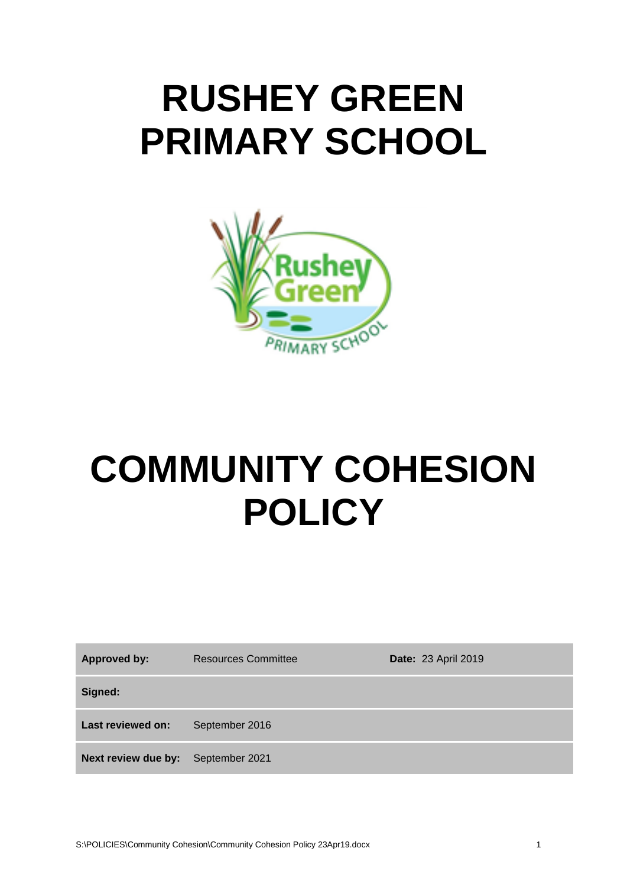# RUSHEY GREEN PRIMARY SCHOOL

# COMMUNITY COHESION POLICY

| **Approved by:** | Resources Committee | **Date:** 23 April 2019 |
|---|---|---|
| **Signed:** | | |
| **Last reviewed on:** | September 2016 | |
| **Next review due by:** | September 2021 | |

S:\POLICIES\Community Cohesion\Community Cohesion Policy 23Apr19.docx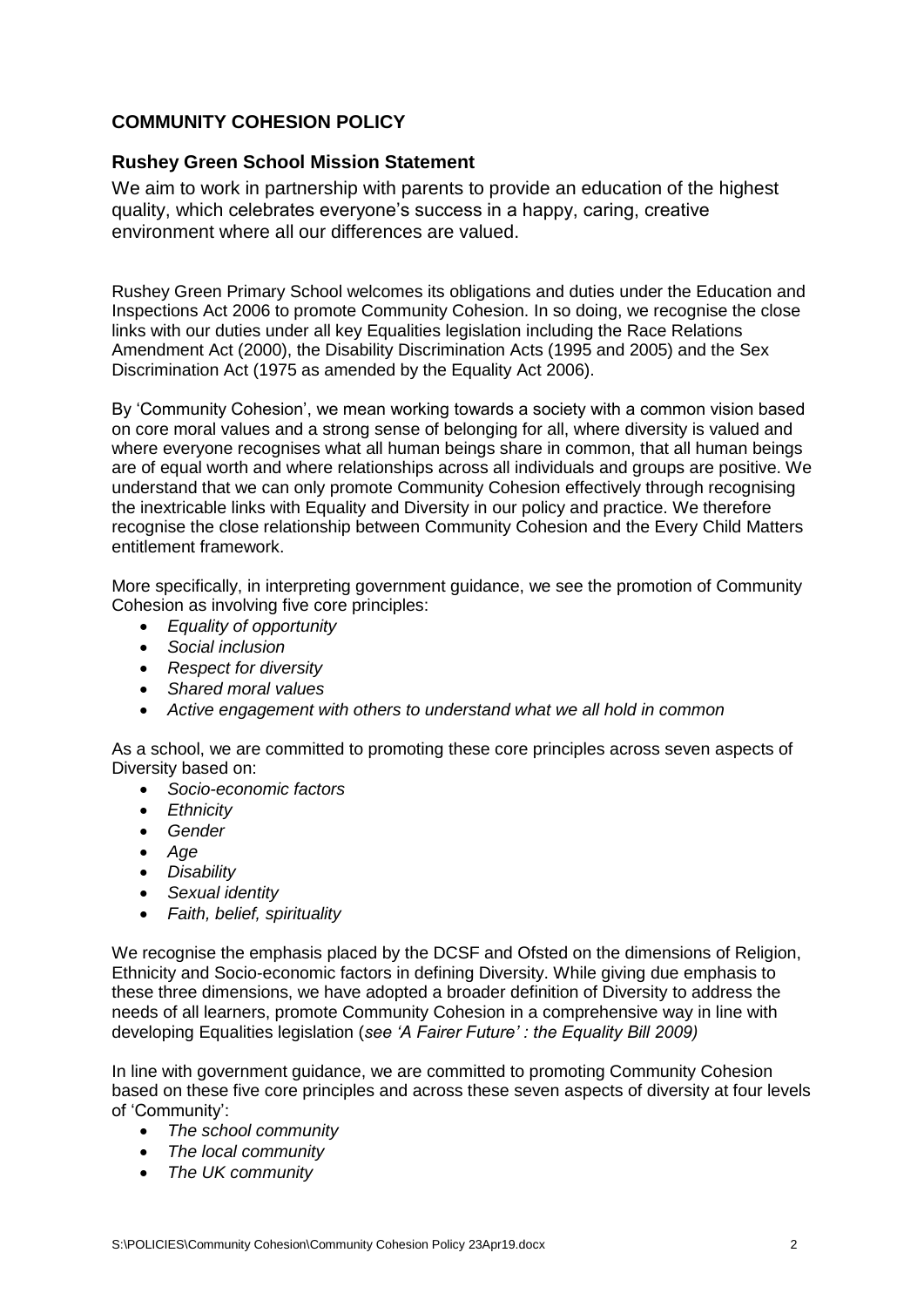## COMMUNITY COHESION POLICY

### Rushey Green School Mission Statement

We aim to work in partnership with parents to provide an education of the highest quality, which celebrates everyone's success in a happy, caring, creative environment where all our differences are valued.

Rushey Green Primary School welcomes its obligations and duties under the Education and Inspections Act 2006 to promote Community Cohesion. In so doing, we recognise the close links with our duties under all key Equalities legislation including the Race Relations Amendment Act (2000), the Disability Discrimination Acts (1995 and 2005) and the Sex Discrimination Act (1975 as amended by the Equality Act 2006).

By 'Community Cohesion', we mean working towards a society with a common vision based on core moral values and a strong sense of belonging for all, where diversity is valued and where everyone recognises what all human beings share in common, that all human beings are of equal worth and where relationships across all individuals and groups are positive. We understand that we can only promote Community Cohesion effectively through recognising the inextricable links with Equality and Diversity in our policy and practice. We therefore recognise the close relationship between Community Cohesion and the Every Child Matters entitlement framework.

More specifically, in interpreting government guidance, we see the promotion of Community Cohesion as involving five core principles:

- *Equality of opportunity*
- *Social inclusion*
- *Respect for diversity*
- *Shared moral values*
- *Active engagement with others to understand what we all hold in common*

As a school, we are committed to promoting these core principles across seven aspects of Diversity based on:

- *Socio-economic factors*
- *Ethnicity*
- *Gender*
- *Age*
- *Disability*
- *Sexual identity*
- *Faith, belief, spirituality*

We recognise the emphasis placed by the DCSF and Ofsted on the dimensions of Religion, Ethnicity and Socio-economic factors in defining Diversity. While giving due emphasis to these three dimensions, we have adopted a broader definition of Diversity to address the needs of all learners, promote Community Cohesion in a comprehensive way in line with developing Equalities legislation (*see 'A Fairer Future' : the Equality Bill 2009)*

In line with government guidance, we are committed to promoting Community Cohesion based on these five core principles and across these seven aspects of diversity at four levels of 'Community':

- *The school community*
- *The local community*
- *The UK community*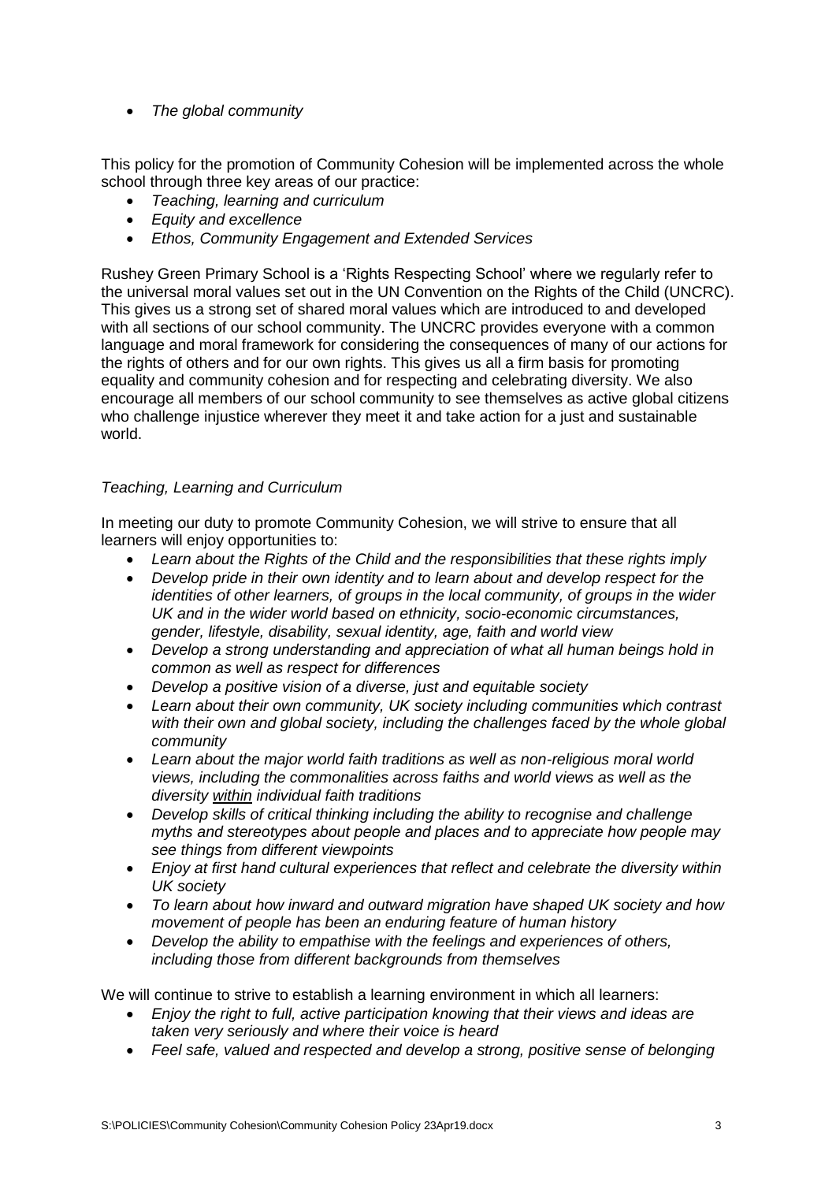- *The global community*

This policy for the promotion of Community Cohesion will be implemented across the whole school through three key areas of our practice:

- *Teaching, learning and curriculum*
- *Equity and excellence*
- *Ethos, Community Engagement and Extended Services*

Rushey Green Primary School is a 'Rights Respecting School' where we regularly refer to the universal moral values set out in the UN Convention on the Rights of the Child (UNCRC). This gives us a strong set of shared moral values which are introduced to and developed with all sections of our school community. The UNCRC provides everyone with a common language and moral framework for considering the consequences of many of our actions for the rights of others and for our own rights. This gives us all a firm basis for promoting equality and community cohesion and for respecting and celebrating diversity. We also encourage all members of our school community to see themselves as active global citizens who challenge injustice wherever they meet it and take action for a just and sustainable world.

*Teaching, Learning and Curriculum*

In meeting our duty to promote Community Cohesion, we will strive to ensure that all learners will enjoy opportunities to:

- *Learn about the Rights of the Child and the responsibilities that these rights imply*
- *Develop pride in their own identity and to learn about and develop respect for the identities of other learners, of groups in the local community, of groups in the wider UK and in the wider world based on ethnicity, socio-economic circumstances, gender, lifestyle, disability, sexual identity, age, faith and world view*
- *Develop a strong understanding and appreciation of what all human beings hold in common as well as respect for differences*
- *Develop a positive vision of a diverse, just and equitable society*
- *Learn about their own community, UK society including communities which contrast with their own and global society, including the challenges faced by the whole global community*
- *Learn about the major world faith traditions as well as non-religious moral world views, including the commonalities across faiths and world views as well as the diversity <u>within</u> individual faith traditions*
- *Develop skills of critical thinking including the ability to recognise and challenge myths and stereotypes about people and places and to appreciate how people may see things from different viewpoints*
- *Enjoy at first hand cultural experiences that reflect and celebrate the diversity within UK society*
- *To learn about how inward and outward migration have shaped UK society and how movement of people has been an enduring feature of human history*
- *Develop the ability to empathise with the feelings and experiences of others, including those from different backgrounds from themselves*

We will continue to strive to establish a learning environment in which all learners:

- *Enjoy the right to full, active participation knowing that their views and ideas are taken very seriously and where their voice is heard*
- *Feel safe, valued and respected and develop a strong, positive sense of belonging*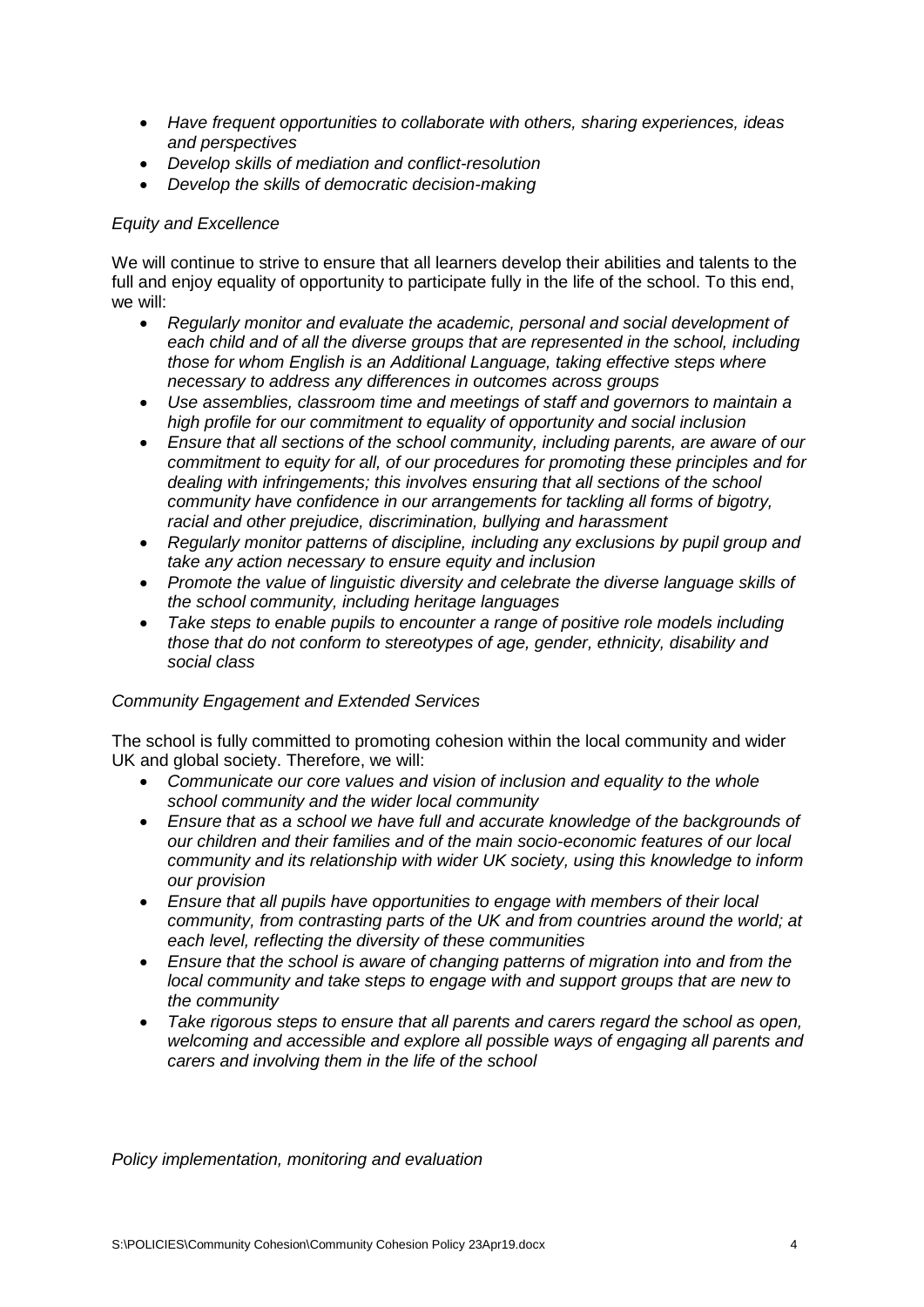- *Have frequent opportunities to collaborate with others, sharing experiences, ideas and perspectives*
- *Develop skills of mediation and conflict-resolution*
- *Develop the skills of democratic decision-making*

*Equity and Excellence*

We will continue to strive to ensure that all learners develop their abilities and talents to the full and enjoy equality of opportunity to participate fully in the life of the school. To this end, we will:

- *Regularly monitor and evaluate the academic, personal and social development of each child and of all the diverse groups that are represented in the school, including those for whom English is an Additional Language, taking effective steps where necessary to address any differences in outcomes across groups*
- *Use assemblies, classroom time and meetings of staff and governors to maintain a high profile for our commitment to equality of opportunity and social inclusion*
- *Ensure that all sections of the school community, including parents, are aware of our commitment to equity for all, of our procedures for promoting these principles and for dealing with infringements; this involves ensuring that all sections of the school community have confidence in our arrangements for tackling all forms of bigotry, racial and other prejudice, discrimination, bullying and harassment*
- *Regularly monitor patterns of discipline, including any exclusions by pupil group and take any action necessary to ensure equity and inclusion*
- *Promote the value of linguistic diversity and celebrate the diverse language skills of the school community, including heritage languages*
- *Take steps to enable pupils to encounter a range of positive role models including those that do not conform to stereotypes of age, gender, ethnicity, disability and social class*

*Community Engagement and Extended Services*

The school is fully committed to promoting cohesion within the local community and wider UK and global society. Therefore, we will:

- *Communicate our core values and vision of inclusion and equality to the whole school community and the wider local community*
- *Ensure that as a school we have full and accurate knowledge of the backgrounds of our children and their families and of the main socio-economic features of our local community and its relationship with wider UK society, using this knowledge to inform our provision*
- *Ensure that all pupils have opportunities to engage with members of their local community, from contrasting parts of the UK and from countries around the world; at each level, reflecting the diversity of these communities*
- *Ensure that the school is aware of changing patterns of migration into and from the local community and take steps to engage with and support groups that are new to the community*
- *Take rigorous steps to ensure that all parents and carers regard the school as open, welcoming and accessible and explore all possible ways of engaging all parents and carers and involving them in the life of the school*

*Policy implementation, monitoring and evaluation*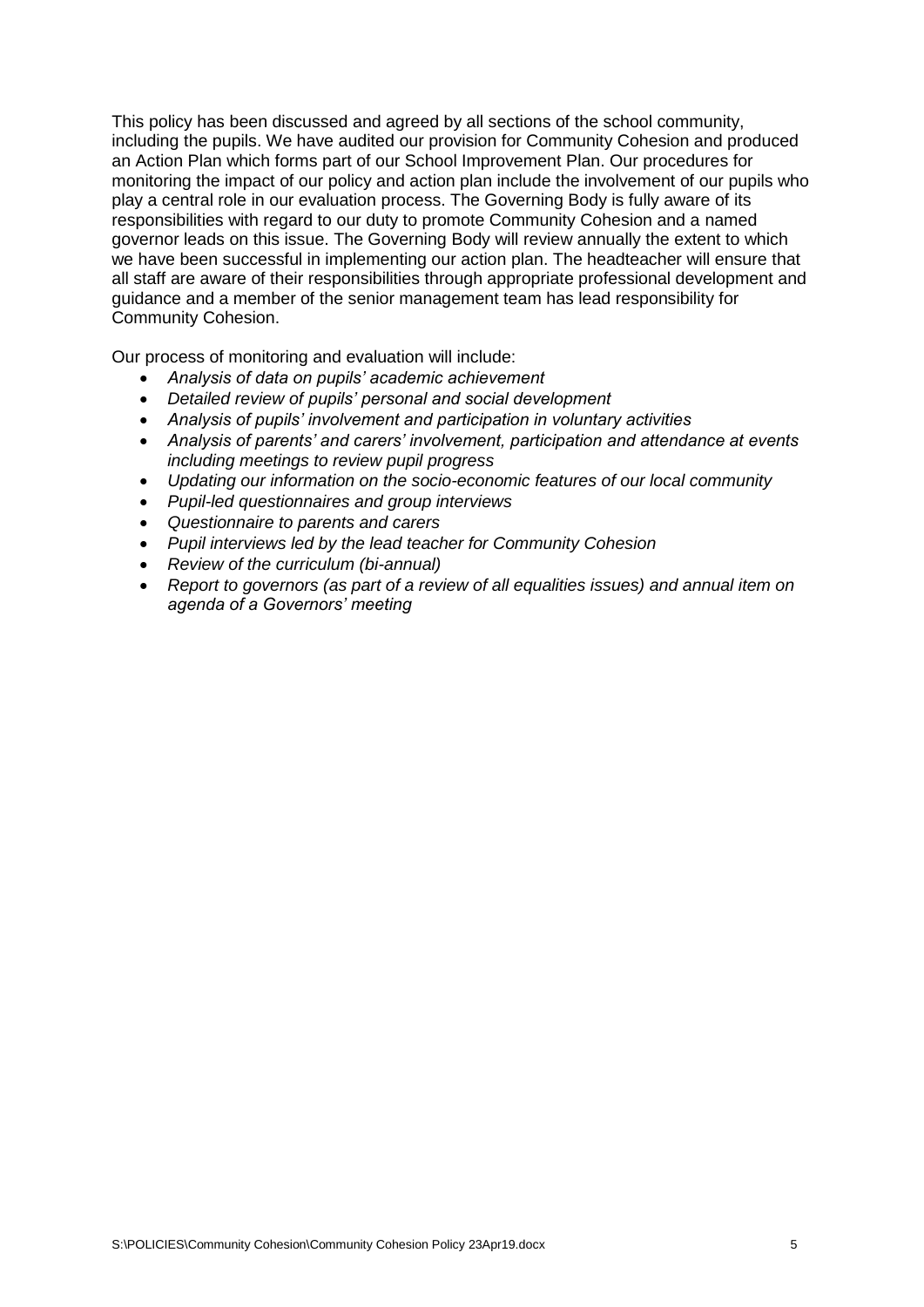This policy has been discussed and agreed by all sections of the school community, including the pupils. We have audited our provision for Community Cohesion and produced an Action Plan which forms part of our School Improvement Plan. Our procedures for monitoring the impact of our policy and action plan include the involvement of our pupils who play a central role in our evaluation process. The Governing Body is fully aware of its responsibilities with regard to our duty to promote Community Cohesion and a named governor leads on this issue. The Governing Body will review annually the extent to which we have been successful in implementing our action plan. The headteacher will ensure that all staff are aware of their responsibilities through appropriate professional development and guidance and a member of the senior management team has lead responsibility for Community Cohesion.

Our process of monitoring and evaluation will include:

- *Analysis of data on pupils' academic achievement*
- *Detailed review of pupils' personal and social development*
- *Analysis of pupils' involvement and participation in voluntary activities*
- *Analysis of parents' and carers' involvement, participation and attendance at events including meetings to review pupil progress*
- *Updating our information on the socio-economic features of our local community*
- *Pupil-led questionnaires and group interviews*
- *Questionnaire to parents and carers*
- *Pupil interviews led by the lead teacher for Community Cohesion*
- *Review of the curriculum (bi-annual)*
- *Report to governors (as part of a review of all equalities issues) and annual item on agenda of a Governors' meeting*